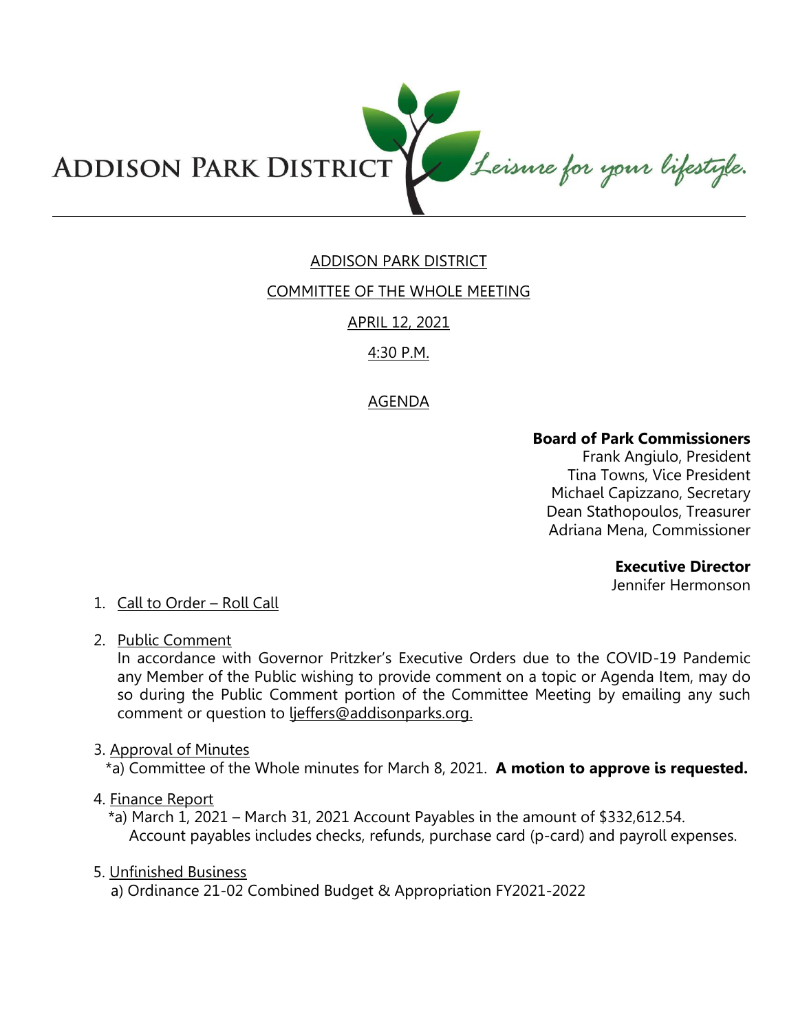ADDISON PARK DISTRICT *Leisure for your lifestyle.*

# ADDISON PARK DISTRICT

## COMMITTEE OF THE WHOLE MEETING

## APRIL 12, 2021

## 4:30 P.M.

## AGENDA

**Board of Park Commissioners**
Frank Angiulo, President
Tina Towns, Vice President
Michael Capizzano, Secretary
Dean Stathopoulos, Treasurer
Adriana Mena, Commissioner

**Executive Director**
Jennifer Hermonson

1. Call to Order – Roll Call

2. Public Comment
   In accordance with Governor Pritzker's Executive Orders due to the COVID-19 Pandemic any Member of the Public wishing to provide comment on a topic or Agenda Item, may do so during the Public Comment portion of the Committee Meeting by emailing any such comment or question to ljeffers@addisonparks.org.

3. Approval of Minutes
   *a) Committee of the Whole minutes for March 8, 2021. **A motion to approve is requested.**

4. Finance Report
   *a) March 1, 2021 – March 31, 2021 Account Payables in the amount of $332,612.54. Account payables includes checks, refunds, purchase card (p-card) and payroll expenses.

5. Unfinished Business
   a) Ordinance 21-02 Combined Budget & Appropriation FY2021-2022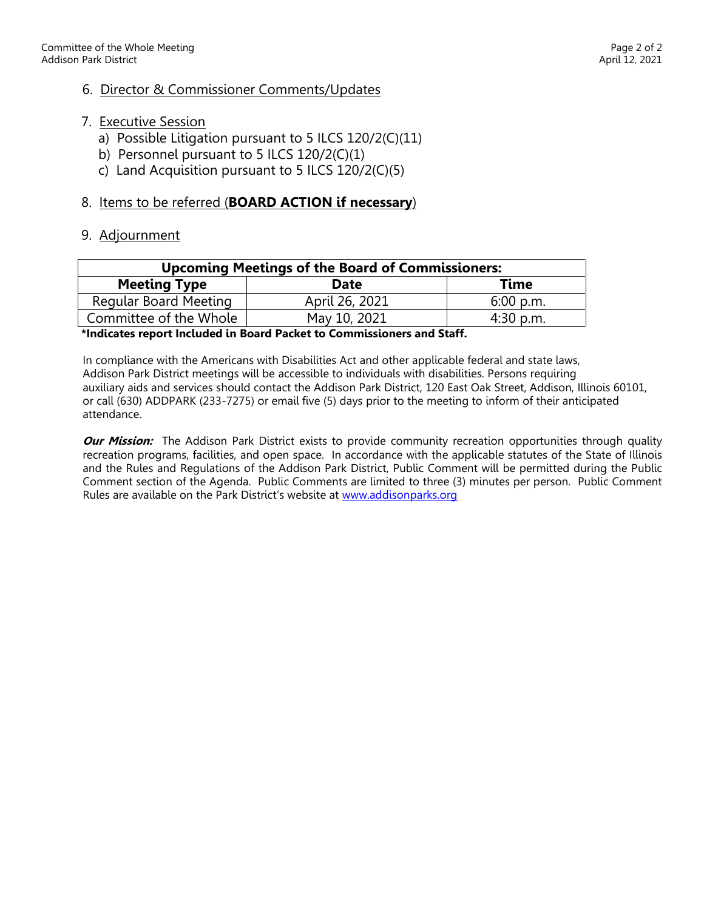6. Director & Commissioner Comments/Updates

7. Executive Session
   a) Possible Litigation pursuant to 5 ILCS 120/2(C)(11)
   b) Personnel pursuant to 5 ILCS 120/2(C)(1)
   c) Land Acquisition pursuant to 5 ILCS 120/2(C)(5)

8. Items to be referred (**BOARD ACTION if necessary**)

9. Adjournment

| **Upcoming Meetings of the Board of Commissioners:** | | |
|---|---|---|
| **Meeting Type** | **Date** | **Time** |
| Regular Board Meeting | April 26, 2021 | 6:00 p.m. |
| Committee of the Whole | May 10, 2021 | 4:30 p.m. |

**\*Indicates report Included in Board Packet to Commissioners and Staff.**

In compliance with the Americans with Disabilities Act and other applicable federal and state laws, Addison Park District meetings will be accessible to individuals with disabilities. Persons requiring auxiliary aids and services should contact the Addison Park District, 120 East Oak Street, Addison, Illinois 60101, or call (630) ADDPARK (233-7275) or email five (5) days prior to the meeting to inform of their anticipated attendance.

***Our Mission:*** The Addison Park District exists to provide community recreation opportunities through quality recreation programs, facilities, and open space. In accordance with the applicable statutes of the State of Illinois and the Rules and Regulations of the Addison Park District, Public Comment will be permitted during the Public Comment section of the Agenda. Public Comments are limited to three (3) minutes per person. Public Comment Rules are available on the Park District's website at www.addisonparks.org